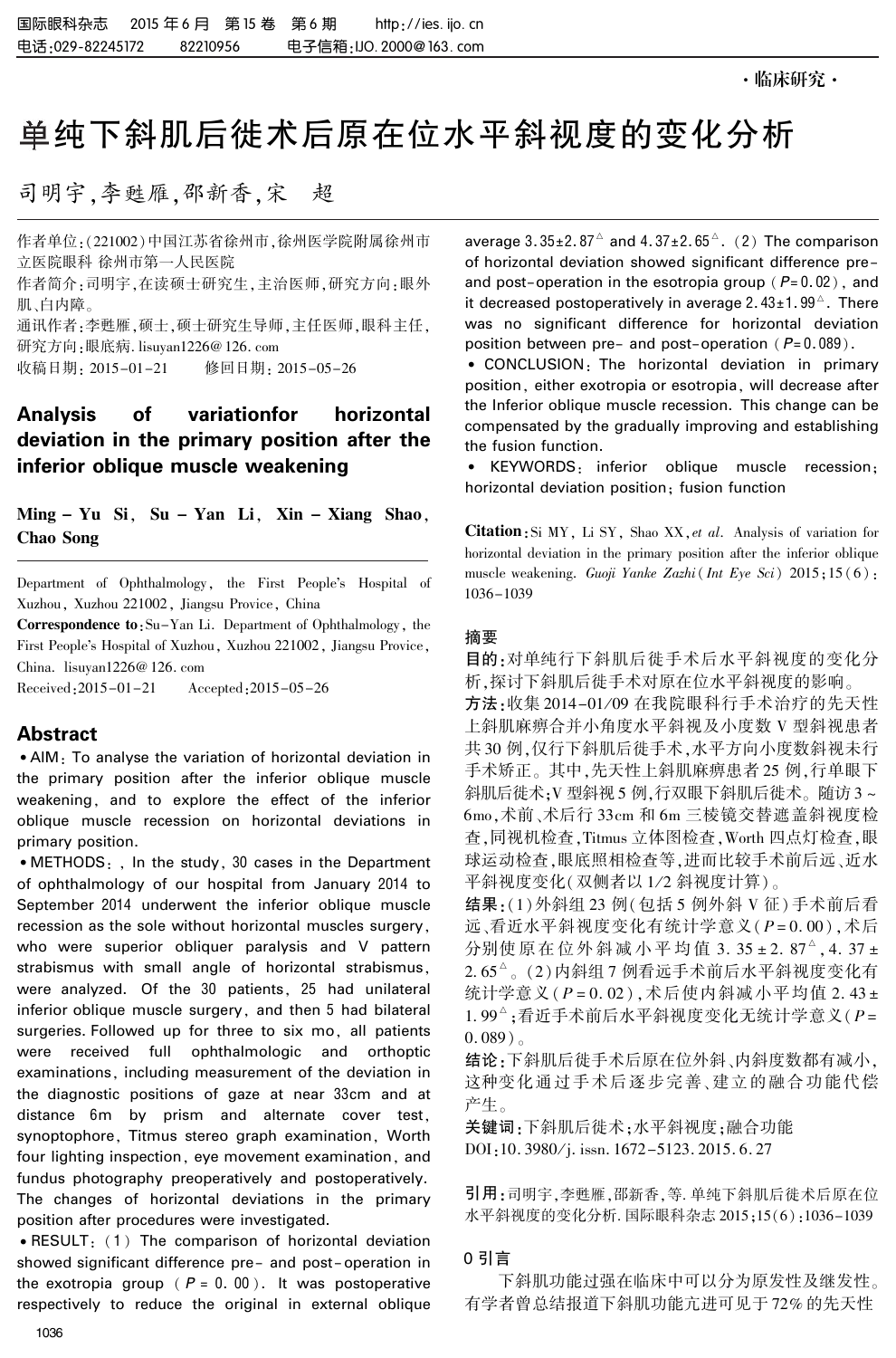·临床研究·

# 单纯下斜肌后徙术后原在位水平斜视度的变化分析

司明宇,李甦雁,邵新香,宋　超

作者单位:(221002)中国江苏省徐州市,徐州医学院附属徐州市立医院眼科 徐州市第一人民医院

作者简介:司明宇,在读硕士研究生,主治医师,研究方向:眼外肌、白内障。

通讯作者:李甦雁,硕士,硕士研究生导师,主任医师,眼科主任,研究方向:眼底病. lisuyan1226@ 126. com

收稿日期: 2015-01-21　　修回日期: 2015-05-26

## Analysis of variationfor horizontal deviation in the primary position after the inferior oblique muscle weakening

**Ming-Yu Si, Su-Yan Li, Xin-Xiang Shao, Chao Song**

Department of Ophthalmology, the First People's Hospital of Xuzhou, Xuzhou 221002, Jiangsu Provice, China

**Correspondence to**: Su-Yan Li. Department of Ophthalmology, the First People's Hospital of Xuzhou, Xuzhou 221002, Jiangsu Provice, China. lisuyan1226@ 126. com

Received: 2015-01-21　　Accepted: 2015-05-26

## Abstract

• AIM: To analyse the variation of horizontal deviation in the primary position after the inferior oblique muscle weakening, and to explore the effect of the inferior oblique muscle recession on horizontal deviations in primary position.

• METHODS: , In the study, 30 cases in the Department of ophthalmology of our hospital from January 2014 to September 2014 underwent the inferior oblique muscle recession as the sole without horizontal muscles surgery, who were superior obliquer paralysis and V pattern strabismus with small angle of horizontal strabismus, were analyzed. Of the 30 patients, 25 had unilateral inferior oblique muscle surgery, and then 5 had bilateral surgeries. Followed up for three to six mo, all patients were received full ophthalmologic and orthoptic examinations, including measurement of the deviation in the diagnostic positions of gaze at near 33cm and at distance 6m by prism and alternate cover test, synoptophore, Titmus stereo graph examination, Worth four lighting inspection, eye movement examination, and fundus photography preoperatively and postoperatively. The changes of horizontal deviations in the primary position after procedures were investigated.

• RESULT: (1) The comparison of horizontal deviation showed significant difference pre- and post-operation in the exotropia group ($P$ = 0. 00). It was postoperative respectively to reduce the original in external oblique average 3.35±2.87[△] and 4.37±2.65[△]. (2) The comparison of horizontal deviation showed significant difference pre- and post-operation in the esotropia group ($P$ = 0.02), and it decreased postoperatively in average 2.43±1.99[△]. There was no significant difference for horizontal deviation position between pre- and post-operation ($P$ = 0.089).

• CONCLUSION: The horizontal deviation in primary position, either exotropia or esotropia, will decrease after the Inferior oblique muscle recession. This change can be compensated by the gradually improving and establishing the fusion function.

• KEYWORDS: inferior oblique muscle recession; horizontal deviation position; fusion function

**Citation**: Si MY, Li SY, Shao XX, *et al*. Analysis of variation for horizontal deviation in the primary position after the inferior oblique muscle weakening. *Guoji Yanke Zazhi* (*Int Eye Sci*) 2015; 15(6): 1036-1039

## 摘要

**目的**:对单纯行下斜肌后徙手术后水平斜视度的变化分析,探讨下斜肌后徙手术对原在位水平斜视度的影响。

**方法**:收集 2014-01/09 在我院眼科行手术治疗的先天性上斜肌麻痹合并小角度水平斜视及小度数 V 型斜视患者共 30 例,仅行下斜肌后徙手术,水平方向小度数斜视未行手术矫正。其中,先天性上斜肌麻痹患者 25 例,行单眼下斜肌后徙术;V 型斜视 5 例,行双眼下斜肌后徙术。随访 3 ~ 6mo,术前、术后行 33cm 和 6m 三棱镜交替遮盖斜视度检查,同视机检查,Titmus 立体图检查,Worth 四点灯检查,眼球运动检查,眼底照相检查等,进而比较手术前后远、近水平斜视度变化(双侧者以 1/2 斜视度计算)。

**结果**:(1)外斜组 23 例(包括 5 例外斜 V 征)手术前后看远、看近水平斜视度变化有统计学意义($P$ = 0. 00),术后分别使原在位外斜减小平均值 3. 35 ± 2. 87[△],4. 37 ± 2. 65[△]。(2)内斜组 7 例看远手术前后水平斜视度变化有统计学意义($P$ = 0. 02),术后使内斜减小平均值 2. 43 ± 1. 99[△];看近手术前后水平斜视度变化无统计学意义($P$ = 0. 089)。

**结论**:下斜肌后徙手术后原在位外斜、内斜度数都有减小,这种变化通过手术后逐步完善、建立的融合功能代偿产生。

**关键词**:下斜肌后徙术;水平斜视度;融合功能

DOI:10. 3980/j. issn. 1672-5123. 2015. 6. 27

**引用**:司明宇,李甦雁,邵新香,等. 单纯下斜肌后徙术后原在位水平斜视度的变化分析. 国际眼科杂志 2015;15(6):1036-1039

## 0 引言

下斜肌功能过强在临床中可以分为原发性及继发性。有学者曾总结报道下斜肌功能亢进可见于 72% 的先天性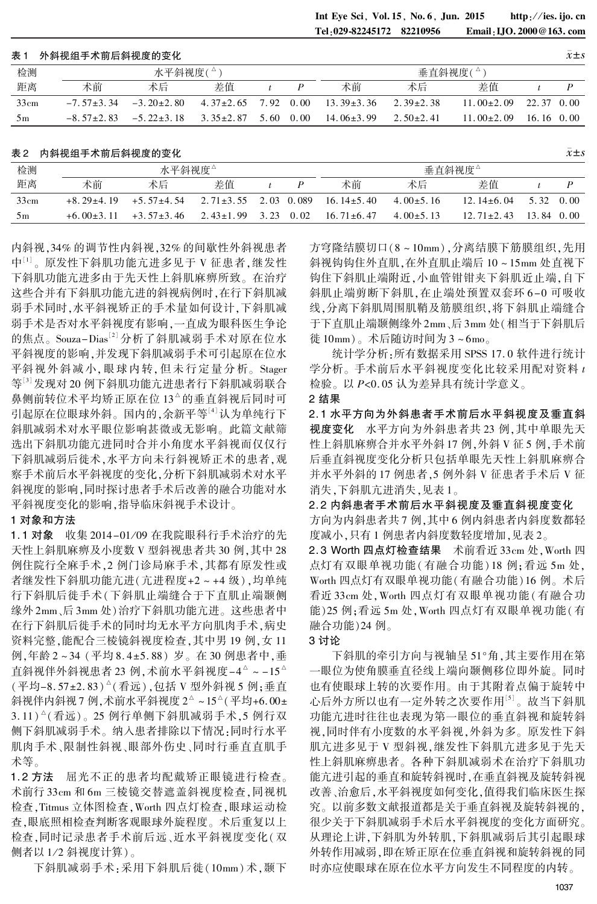表1　外斜视组手术前后斜视度的变化　$\bar{x}\pm s$

| 检测距离 | 水平斜视度(△) | | | | | 垂直斜视度(△) | | | | |
|---|---|---|---|---|---|---|---|---|---|---|
| | 术前 | 术后 | 差值 | $t$ | $P$ | 术前 | 术后 | 差值 | $t$ | $P$ |
| 33cm | −7.57±3.34 | −3.20±2.80 | 4.37±2.65 | 7.92 | 0.00 | 13.39±3.36 | 2.39±2.38 | 11.00±2.09 | 22.37 | 0.00 |
| 5m | −8.57±2.83 | −5.22±3.18 | 3.35±2.87 | 5.60 | 0.00 | 14.06±3.99 | 2.50±2.41 | 11.00±2.09 | 16.16 | 0.00 |

表2　内斜视组手术前后斜视度的变化　$\bar{x}\pm s$

| 检测距离 | 水平斜视度△ | | | | | 垂直斜视度△ | | | | |
|---|---|---|---|---|---|---|---|---|---|---|
| | 术前 | 术后 | 差值 | $t$ | $P$ | 术前 | 术后 | 差值 | $t$ | $P$ |
| 33cm | +8.29±4.19 | +5.57±4.54 | 2.71±3.55 | 2.03 | 0.089 | 16.14±5.40 | 4.00±5.16 | 12.14±6.04 | 5.32 | 0.00 |
| 5m | +6.00±3.11 | +3.57±3.46 | 2.43±1.99 | 3.23 | 0.02 | 16.71±6.47 | 4.00±5.13 | 12.71±2.43 | 13.84 | 0.00 |

内斜视,34% 的调节性内斜视,32% 的间歇性外斜视患者中[1]。原发性下斜肌功能亢进多见于 V 征患者,继发性下斜肌功能亢进多由于先天性上斜肌麻痹所致。在治疗这些合并有下斜肌功能亢进的斜视病例时,在行下斜肌减弱手术同时,水平斜视矫正的手术量如何设计,下斜肌减弱手术是否对水平斜视度有影响,一直成为眼科医生争论的焦点。Souza-Dias[2] 分析了斜肌减弱手术对原在位水平斜视度的影响,并发现下斜肌减弱手术可引起原在位水平斜视外斜减小,眼球内转,但未行定量分析。Stager 等[3] 发现对 20 例下斜肌功能亢进患者行下斜肌减弱联合鼻侧前转位术平均矫正原在位 13△ 的垂直斜视后同时可引起原在位眼球外斜。国内的,余新平等[4] 认为单纯行下斜肌减弱术对水平眼位影响甚微或无影响。此篇文献筛选出下斜肌功能亢进同时合并小角度水平斜视而仅仅行下斜肌减弱后徙术,水平方向未行斜视矫正术的患者,观察手术前后水平斜视度的变化,分析下斜肌减弱术对水平斜视度的影响,同时探讨患者手术后改善的融合功能对水平斜视度变化的影响,指导临床斜视手术设计。

## 1 对象和方法

**1.1 对象**　收集 2014-01/09 在我院眼科行手术治疗的先天性上斜肌麻痹及小度数 V 型斜视患者共 30 例,其中 28 例住院行全麻手术,2 例门诊局麻手术,其都有原发性或者继发性下斜肌功能亢进(亢进程度+2 ~ +4 级),均单纯行下斜肌后徙手术(下斜肌止端缝合于下直肌止端颞侧缘外 2mm、后 3mm 处)治疗下斜肌功能亢进。这些患者中在行下斜肌后徙手术的同时均无水平方向肌肉手术,病史资料完整,能配合三棱镜斜视度检查,其中男 19 例,女 11 例,年龄 2 ~ 34(平均 8.4±5.88)岁。在 30 例患者中,垂直斜视伴外斜视患者 23 例,术前水平斜视度 −4△ ~ −15△(平均−8.57±2.83)△(看远),包括 V 型外斜视 5 例;垂直斜视伴内斜视 7 例,术前水平斜视度 2△ ~ 15△(平均+6.00±3.11)△(看远)。25 例行单侧下斜肌减弱手术,5 例行双侧下斜肌减弱手术。纳入患者排除以下情况:同时行水平肌肉手术、限制性斜视、眼部外伤史、同时行垂直直肌手术等。

**1.2 方法**　屈光不正的患者均配戴矫正眼镜进行检查。术前行 33cm 和 6m 三棱镜交替遮盖斜视度检查,同视机检查,Titmus 立体图检查,Worth 四点灯检查,眼球运动检查,眼底照相检查判断客观眼球外旋程度。术后重复以上检查,同时记录患者手术前后远、近水平斜视度变化(双侧者以 1/2 斜视度计算)。

下斜肌减弱手术:采用下斜肌后徙(10mm)术,颞下方穹隆结膜切口(8 ~ 10mm),分离结膜下筋膜组织,先用斜视钩钩住外直肌,在外直肌止端后 10 ~ 15mm 处直视下钩住下斜肌止端附近,小血管钳钳夹下斜肌近止端,自下斜肌止端剪断下斜肌,在止端处预置双套环 6-0 可吸收线,分离下斜肌周围肌鞘及筋膜组织,将下斜肌止端缝合于下直肌止端颞侧缘外 2mm、后 3mm 处(相当于下斜肌后徙 10mm)。术后随访时间为 3 ~ 6mo。

统计学分析:所有数据采用 SPSS 17.0 软件进行统计学分析。手术前后水平斜视度变化比较采用配对资料 $t$ 检验。以 $P<0.05$ 认为差异具有统计学意义。

## 2 结果

**2.1 水平方向为外斜患者手术前后水平斜视度及垂直斜视度变化**　水平方向为外斜患者共 23 例,其中单眼先天性上斜肌麻痹合并水平外斜 17 例,外斜 V 征 5 例,手术前后垂直斜视度变化分析只包括单眼先天性上斜肌麻痹合并水平外斜的 17 例患者,5 例外斜 V 征患者手术后 V 征消失,下斜肌亢进消失,见表 1。

**2.2 内斜患者手术前后水平斜视度及垂直斜视度变化**
方向为内斜患者共 7 例,其中 6 例内斜患者内斜度数都轻度减小,只有 1 例患者内斜度数轻度增加,见表 2。

**2.3 Worth 四点灯检查结果**　术前看近 33cm 处,Worth 四点灯有双眼单视功能(有融合功能)18 例;看远 5m 处,Worth 四点灯有双眼单视功能(有融合功能)16 例。术后看近 33cm 处,Worth 四点灯有双眼单视功能(有融合功能)25 例;看远 5m 处,Worth 四点灯有双眼单视功能(有融合功能)24 例。

## 3 讨论

下斜肌的牵引方向与视轴呈 51°角,其主要作用在第一眼位为使角膜垂直径线上端向颞侧移位即外旋。同时也有使眼球上转的次要作用。由于其附着点偏于旋转中心后外方所以也有一定外转之次要作用[5]。故当下斜肌功能亢进时往往也表现为第一眼位的垂直斜视和旋转斜视,同时伴有小度数的水平斜视,外斜为多。原发性下斜肌亢进多见于 V 型斜视,继发性下斜肌亢进多见于先天性上斜肌麻痹患者。各种下斜肌减弱术在治疗下斜肌功能亢进引起的垂直和旋转斜视时,在垂直斜视及旋转斜视改善、治愈后,水平斜视度如何变化,值得我们临床医生探究。以前多数文献报道都是关于垂直斜视及旋转斜视的,很少关于下斜肌减弱手术后水平斜视度的变化方面研究。从理论上讲,下斜肌为外转肌,下斜肌减弱后其引起眼球外转作用减弱,即在矫正原在位垂直斜视和旋转斜视的同时亦应使眼球在原在位水平方向发生不同程度的内转。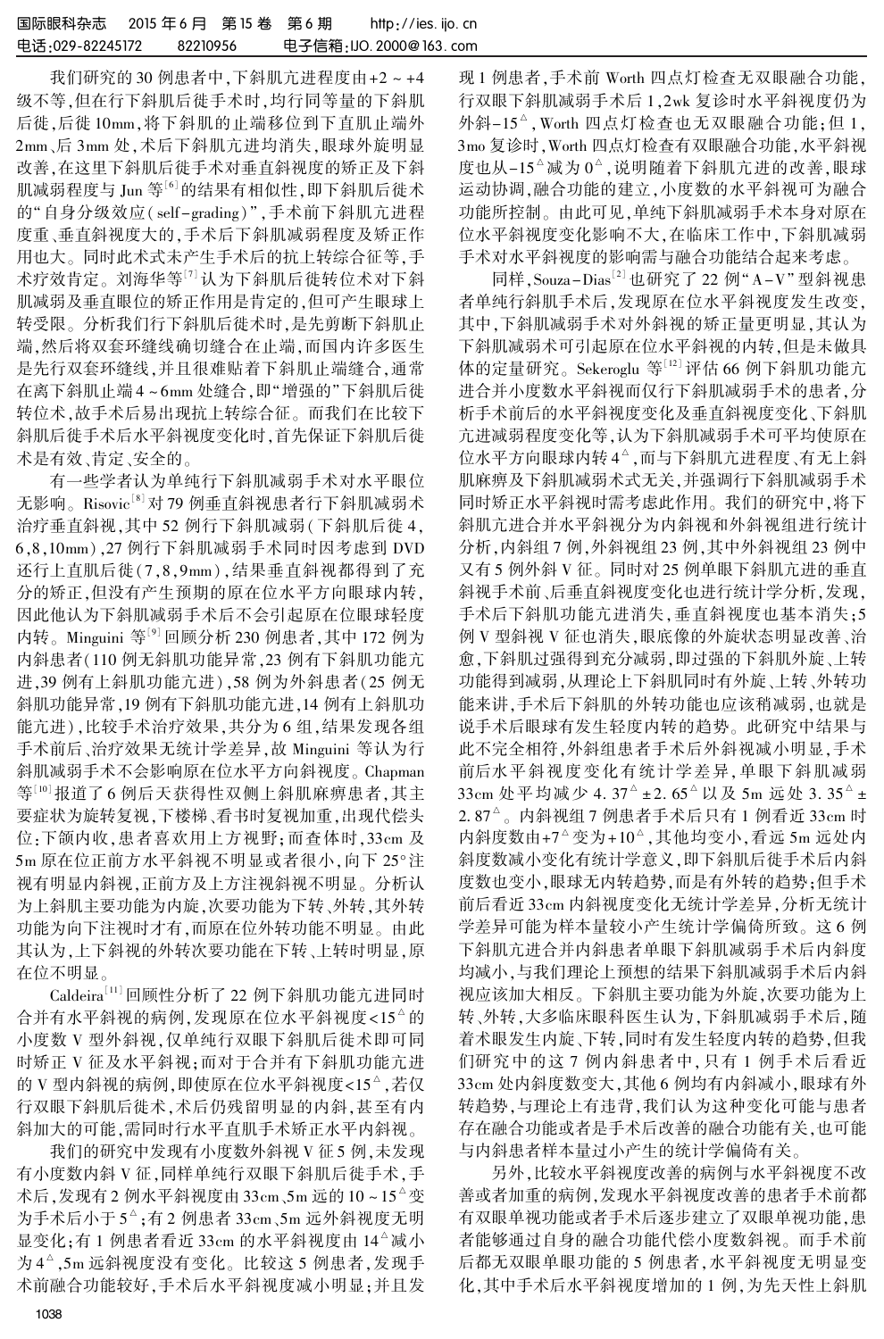我们研究的30例患者中，下斜肌亢进程度由+2～+4级不等，但在行下斜肌后徙手术时，均行同等量的下斜肌后徙，后徙10mm，将下斜肌的止端移位到下直肌止端外2mm、后3mm处，术后下斜肌亢进均消失，眼球外旋明显改善，在这里下斜肌后徙手术对垂直斜视度的矫正及下斜肌减弱程度与Jun等[6]的结果有相似性，即下斜肌后徙术的“自身分级效应（self-grading）”，手术前下斜肌亢进程度重、垂直斜视度大的，手术后下斜肌减弱程度及矫正作用也大。同时此术式未产生手术后的抗上转综合征，手术疗效肯定。刘海华等[7]认为下斜肌后徙转位术对下斜肌减弱及垂直眼位的矫正作用是肯定的，但可产生眼球上转受限。分析我们行下斜肌后徙术时，是先剪断下斜肌止端，然后将双套环缝线确切缝合在止端，而国内许多医生是先行双套环缝线，并且很难贴着下斜肌止端缝合，通常在离下斜肌止端4～6mm处缝合，即“增强的”下斜肌后徙转位术，故手术后易出现抗上转综合征。而我们在比较下斜肌后徙手术后水平斜视度变化时，首先保证下斜肌后徙术是有效、肯定、安全的。

有一些学者认为单纯行下斜肌减弱手术对水平眼位无影响。Risovic[8]对79例垂直斜视患者行下斜肌减弱术治疗垂直斜视，其中52例行下斜肌减弱（下斜肌后徙4，6，8，10mm），27例行下斜肌减弱手术同时因考虑到DVD还行上直肌后徙（7，8，9mm），结果垂直斜视都得到了充分的矫正，但没有产生预期的原在位水平方向眼球内转，因此他认为下斜肌减弱手术后不会引起原在位眼球轻度内转。Minguini等[9]回顾分析230例患者，其中172例为内斜患者（110例无斜肌功能异常，23例有下斜肌功能亢进，39例有上斜肌功能亢进），58例为外斜患者（25例无斜肌功能异常，19例有下斜肌功能亢进，14例有上斜肌功能亢进），比较手术治疗效果，共分为6组，结果发现各组手术前后、治疗效果无统计学差异，故Minguini等认为行斜肌减弱手术不会影响原在位水平方向斜视度。Chapman等[10]报道了6例后天获得性双侧上斜肌麻痹患者，其主要症状为旋转复视，下楼梯、看书时复视加重，出现代偿头位；下颌内收，患者喜欢用上方视野；而查体时，33cm及5m原在位正前方水平斜视不明显或者很小，向下25°注视有明显内斜视，正前方及上方注视斜视不明显。分析认为上斜肌主要功能为内旋，次要功能为下转、外转，其外转功能为向下注视时才有，而原在位外转功能不明显。由此其认为，上下斜视的外转次要功能在下转、上转时明显，原在位不明显。

Caldeira[11]回顾性分析了22例下斜肌功能亢进同时合并有水平斜视的病例，发现原在位水平斜视度<15△的小度数V型外斜视，仅单纯行双眼下斜肌后徙术即可同时矫正V征及水平斜视；而对于合并有下斜肌功能亢进的V型内斜视的病例，即使原在位水平斜视度<15△，若仅行双眼下斜肌后徙术，术后仍残留明显的内斜，甚至有内斜加大的可能，需同时行水平直肌手术矫正水平内斜视。

我们的研究中发现有小度数外斜视V征5例，未发现有小度数内斜V征，同样单纯行双眼下斜肌后徙手术，手术后，发现有2例水平斜视度由33cm、5m远的10～15△变为手术后小于5△；有2例患者33cm、5m远外斜视度无明显变化；有1例患者看近33cm的水平斜视度由14△减小为4△，5m远斜视度没有变化。比较这5例患者，发现手术前融合功能较好，手术后水平斜视度减小明显；并且发现1例患者，手术前Worth四点灯检查无双眼融合功能，行双眼下斜肌减弱手术后1，2wk复诊时水平斜视度仍为外斜-15△，Worth四点灯检查也无双眼融合功能；但1，3mo复诊时，Worth四点灯检查有双眼融合功能，水平斜视度也从-15△减为0△，说明随着下斜肌亢进的改善，眼球运动协调，融合功能的建立，小度数的水平斜视可为融合功能所控制。由此可见，单纯下斜肌减弱手术本身对原在位水平斜视度变化影响不大，在临床工作中，下斜肌减弱手术对水平斜视的影响需与融合功能结合起来考虑。

同样，Souza-Dias[2]也研究了22例“A-V”型斜视患者单纯行斜肌手术后，发现原在位水平斜视度发生改变，其中，下斜肌减弱手术对外斜视的矫正量更明显，其认为下斜肌减弱术可引起原在位水平斜视的内转，但是未做具体的定量研究。Sekeroglu等[12]评估66例下斜肌功能亢进合并小度数水平斜视而仅行下斜肌减弱手术的患者，分析手术前后的水平斜视度变化及垂直斜视度变化、下斜肌亢进减弱程度变化等，认为下斜肌减弱手术可平均使原在位水平方向眼球内转4△，而与下斜肌亢进程度、有无上斜肌麻痹及下斜肌减弱术式无关，并强调行下斜肌减弱手术同时矫正水平斜视时需考虑此作用。我们的研究中，将下斜肌亢进合并水平斜视分为内斜视和外斜视组进行统计分析，内斜组7例，外斜视组23例，其中外斜视组23例中又有5例外斜V征。同时对25例单眼下斜肌亢进的垂直斜视手术前、后垂直斜视度变化也进行统计学分析，发现，手术后下斜肌功能亢进消失，垂直斜视度也基本消失；5例V型斜视V征也消失，眼底像的外旋状态明显改善、治愈，下斜肌过强得到充分减弱，即过强的下斜肌外旋、上转功能得到减弱，从理论上下斜肌同时有外旋、上转、外转功能来讲，手术后下斜肌的外转功能也应该稍减弱，也就是说手术后眼球有发生轻度内转的趋势。此研究中结果与此不完全相符，外斜组患者手术后外斜视减小明显，手术前后水平斜视度变化有统计学差异，单眼下斜肌减弱33cm处平均减少4.37△±2.65△以及5m远处3.35△±2.87△。内斜视组7例患者手术后只有1例看近33cm时内斜度数由+7△变为+10△，其他均变小，看远5m远处内斜度数减小变化有统计学意义，即下斜肌后徙手术后内斜度数也变小，眼球无内转趋势，而是有外转的趋势；但手术前后看近33cm内斜视度变化无统计学差异，分析无统计学差异可能为样本量较小产生统计学偏倚所致。这6例下斜肌亢进合并内斜患者单眼下斜肌减弱手术后内斜度均减小，与我们理论上预想的结果下斜肌减弱手术后内斜视应该加大相反。下斜肌主要功能为外旋，次要功能为上转、外转，大多临床眼科医生认为，下斜肌减弱手术后，随着术眼发生内旋、下转，同时有发生轻度内转的趋势，但我们研究中的这7例内斜患者中，只有1例手术后看近33cm处内斜度数变大，其他6例均有内斜减小，眼球有外转趋势，与理论上有违背，我们认为这种变化可能与患者存在融合功能或者是手术后改善的融合功能有关，也可能与内斜患者样本量过小产生的统计学偏倚有关。

另外，比较水平斜视度改善的病例与水平斜视度不改善或者加重的病例，发现水平斜视度改善的患者手术前都有双眼单视功能或者手术后逐步建立了双眼单视功能，患者能够通过自身的融合功能代偿小度数斜视。而手术前后都无双眼单眼功能的5例患者，水平斜视度无明显变化，其中手术后水平斜视度增加的1例，为先天性上斜肌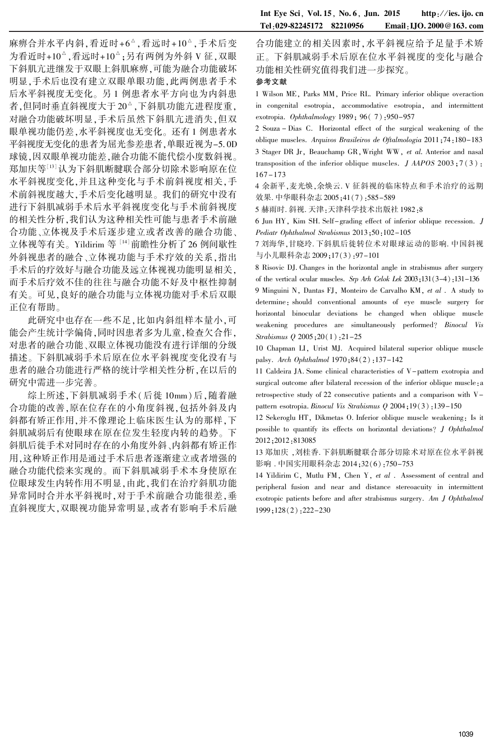麻痹合并水平内斜,看近时+6△,看远时+10△,手术后变为看近时+10△,看远时+10△;另有两例为外斜 V 征,双眼下斜肌亢进继发于双眼上斜肌麻痹,可能为融合功能破坏明显,手术后也没有建立双眼单眼功能,此两例患者手术后水平斜视度无变化。另 1 例患者水平方向也为内斜患者,但同时垂直斜视度大于 20△,下斜肌功能亢进程度重,对融合功能破坏明显,手术后虽然下斜肌亢进消失,但双眼单视功能仍差,水平斜视度也无变化。还有 1 例患者水平斜视度无变化的患者为屈光参差患者,单眼近视为-5.0D 球镜,因双眼单视功能差,融合功能不能代偿小度数斜视。郑加庆等[13]认为下斜肌断腱联合部分切除术影响原在位水平斜视度变化,并且这种变化与手术前斜视度相关,手术前斜视度越大,手术后变化越明显。我们的研究中没有进行下斜肌减弱手术后水平斜视度变化与手术前斜视度的相关性分析,我们认为这种相关性可能与患者手术前融合功能、立体视及手术后逐步建立或者改善的融合功能、立体视等有关。Yildirim 等[14]前瞻性分析了 26 例间歇性外斜视患者的融合、立体视功能与手术疗效的关系,指出手术后的疗效好与融合功能及远立体视视功能明显相关,而手术后疗效不佳的往往与融合功能不好及中枢性抑制有关。可见,良好的融合功能与立体视功能对手术后双眼正位有帮助。

此研究中也存在一些不足,比如内斜组样本量小,可能会产生统计学偏倚,同时因患者多为儿童,检查欠合作,对患者的融合功能、双眼立体视功能没有进行详细的分级描述。下斜肌减弱手术后原在位水平斜视度变化没有与患者的融合功能进行严格的统计学相关性分析,在以后的研究中需进一步完善。

综上所述,下斜肌减弱手术(后徙 10mm)后,随着融合功能的改善,原在位存在的小角度斜视,包括外斜及内斜都有矫正作用,并不像理论上临床医生认为的那样,下斜肌减弱后有使眼球在原在位发生轻度内转的趋势。下斜肌后徙手术对同时存在的小角度外斜、内斜都有矫正作用,这种矫正作用是通过手术后患者逐渐建立或者增强的融合功能代偿来实现的。而下斜肌减弱手术本身使原在位眼球发生内转作用不明显,由此,我们在治疗斜肌功能异常同时合并水平斜视时,对于手术前融合功能很差,垂直斜视度大,双眼视功能异常明显,或者有影响手术后融合功能建立的相关因素时,水平斜视应给予足量手术矫正。下斜肌减弱手术后原在位水平斜视度的变化与融合功能相关性研究值得我们进一步探究。

**参考文献**

1 Wilson ME, Parks MM, Price RL. Primary inferior oblique overaction in congenital esotropia, accommodative esotropia, and intermittent exotropia. *Ophthalmology* 1989; 96(7):950-957

2 Souza-Dias C. Horizontal effect of the surgical weakening of the oblique muscles. *Arquivos Brasileiros de Oftalmologia* 2011;74:180-183

3 Stager DR Jr, Beauchamp GR, Wright WW, *et al*. Anterior and nasal transposition of the inferior oblique muscles. *J AAPOS* 2003;7(3):167-173

4 余新平,麦光焕,余焕云. V 征斜视的临床特点和手术治疗的远期效果. 中华眼科杂志 2005;41(7):585-589

5 赫雨时. 斜视. 天津:天津科学技术出版社 1982:8

6 Jun HY, Kim SH. Self-grading effect of inferior oblique recession. *J Pediatr Ophthalmol Strabismus* 2013;50:102-105

7 刘海华,甘晓玲. 下斜肌后徙转位术对眼球运动的影响. 中国斜视与小儿眼科杂志 2009;17(3):97-101

8 Risovic DJ. Changes in the horizontal angle in strabismus after surgery of the vertical ocular muscles. *Srp Arh Celok Lek* 2003;131(3-4):131-136

9 Minguini N, Dantas FJ, Monteiro de Carvalho KM, *et al*. A study to determine: should conventional amounts of eye muscle surgery for horizontal binocular deviations be changed when oblique muscle weakening procedures are simultaneously performed? *Binocul Vis Strabismus Q* 2005;20(1):21-25

10 Chapman LI, Urist MJ. Acquired bilateral superior oblique muscle palsy. *Arch Ophthalmol* 1970;84(2):137-142

11 Caldeira JA. Some clinical characteristies of V-pattern exotropia and surgical outcome after bilateral recession of the inferior oblique muscle: a retrospective study of 22 consecutive patients and a comparison with V-pattern esotropia. *Binocul Vis Strabismus Q* 2004;19(3):139-150

12 Sekeroglu HT, Dikmetas O. Inferior oblique muscle weakening: Is it possible to quantify its effects on horizontal deviations? *J Ophthalmol* 2012;2012:813085

13 郑加庆,刘桂香. 下斜肌断腱联合部分切除术对原在位水平斜视影响. 中国实用眼科杂志 2014;32(6):750-753

14 Yildirim C, Mutlu FM, Chen Y, *et al*. Assessment of central and peripheral fusion and near and distance stereoacuity in intermittent exotropic patients before and after strabismus surgery. *Am J Ophthalmol* 1999;128(2):222-230